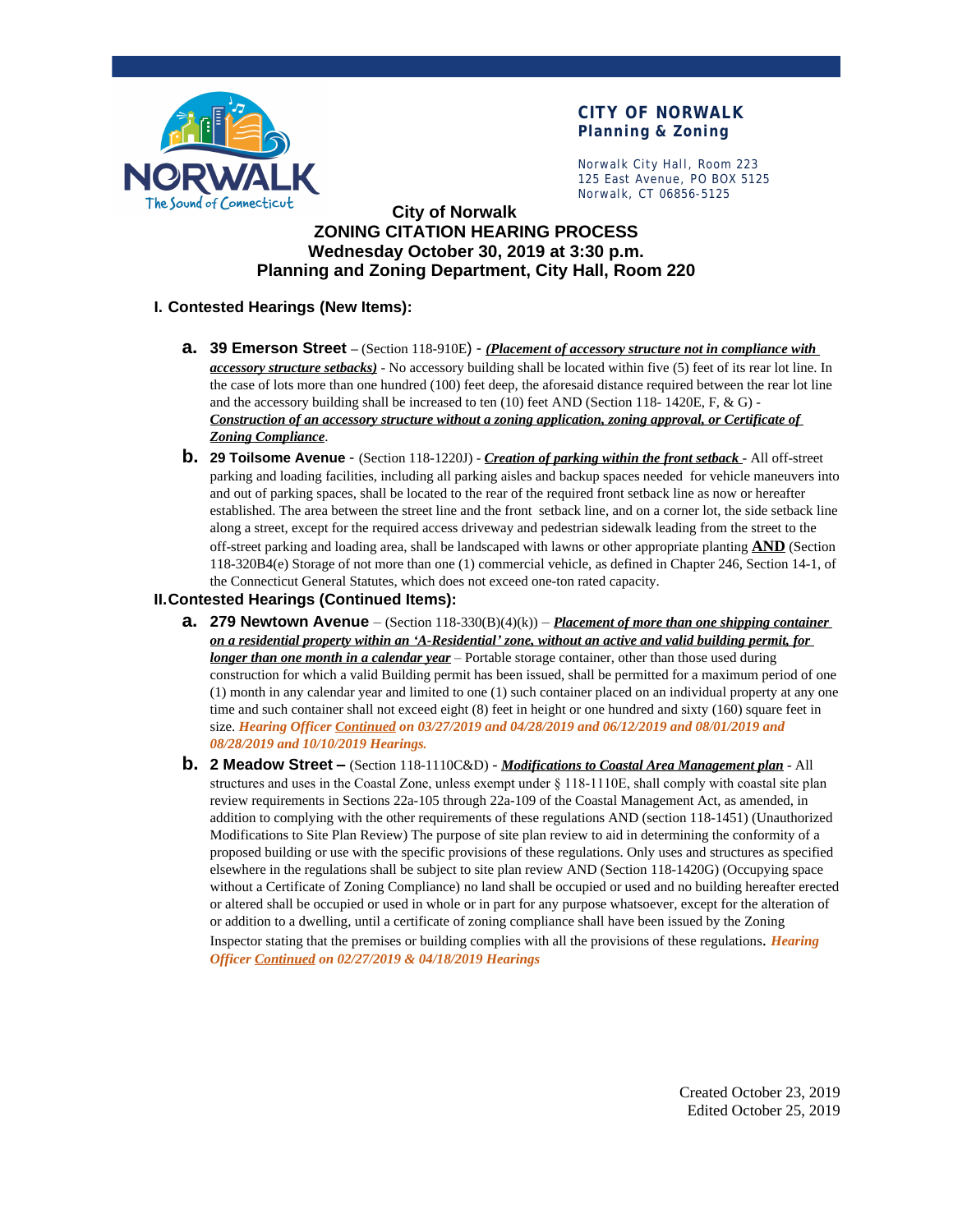**CITY OF NORWALK**
**Planning & Zoning**

Norwalk City Hall, Room 223
125 East Avenue, PO BOX 5125
Norwalk, CT 06856-5125

# City of Norwalk
# ZONING CITATION HEARING PROCESS
# Wednesday October 30, 2019 at 3:30 p.m.
# Planning and Zoning Department, City Hall, Room 220

## I. Contested Hearings (New Items):

**a. 39 Emerson Street** – (Section 118-910E) - ***(Placement of accessory structure not in compliance with accessory structure setbacks)*** - No accessory building shall be located within five (5) feet of its rear lot line. In the case of lots more than one hundred (100) feet deep, the aforesaid distance required between the rear lot line and the accessory building shall be increased to ten (10) feet AND (Section 118- 1420E, F, & G) - ***Construction of an accessory structure without a zoning application, zoning approval, or Certificate of Zoning Compliance***.

**b. 29 Toilsome Avenue** - (Section 118-1220J) - ***Creation of parking within the front setback*** - All off-street parking and loading facilities, including all parking aisles and backup spaces needed for vehicle maneuvers into and out of parking spaces, shall be located to the rear of the required front setback line as now or hereafter established. The area between the street line and the front setback line, and on a corner lot, the side setback line along a street, except for the required access driveway and pedestrian sidewalk leading from the street to the off-street parking and loading area, shall be landscaped with lawns or other appropriate planting **AND** (Section 118-320B4(e) Storage of not more than one (1) commercial vehicle, as defined in Chapter 246, Section 14-1, of the Connecticut General Statutes, which does not exceed one-ton rated capacity.

## II. Contested Hearings (Continued Items):

**a. 279 Newtown Avenue** – (Section 118-330(B)(4)(k)) – ***Placement of more than one shipping container on a residential property within an 'A-Residential' zone, without an active and valid building permit, for longer than one month in a calendar year*** – Portable storage container, other than those used during construction for which a valid Building permit has been issued, shall be permitted for a maximum period of one (1) month in any calendar year and limited to one (1) such container placed on an individual property at any one time and such container shall not exceed eight (8) feet in height or one hundred and sixty (160) square feet in size. ***Hearing Officer Continued on 03/27/2019 and 04/28/2019 and 06/12/2019 and 08/01/2019 and 08/28/2019 and 10/10/2019 Hearings.***

**b. 2 Meadow Street –** (Section 118-1110C&D) - ***Modifications to Coastal Area Management plan*** - All structures and uses in the Coastal Zone, unless exempt under § 118-1110E, shall comply with coastal site plan review requirements in Sections 22a-105 through 22a-109 of the Coastal Management Act, as amended, in addition to complying with the other requirements of these regulations AND (section 118-1451) (Unauthorized Modifications to Site Plan Review) The purpose of site plan review to aid in determining the conformity of a proposed building or use with the specific provisions of these regulations. Only uses and structures as specified elsewhere in the regulations shall be subject to site plan review AND (Section 118-1420G) (Occupying space without a Certificate of Zoning Compliance) no land shall be occupied or used and no building hereafter erected or altered shall be occupied or used in whole or in part for any purpose whatsoever, except for the alteration of or addition to a dwelling, until a certificate of zoning compliance shall have been issued by the Zoning Inspector stating that the premises or building complies with all the provisions of these regulations. ***Hearing Officer Continued on 02/27/2019 & 04/18/2019 Hearings***

Created October 23, 2019
Edited October 25, 2019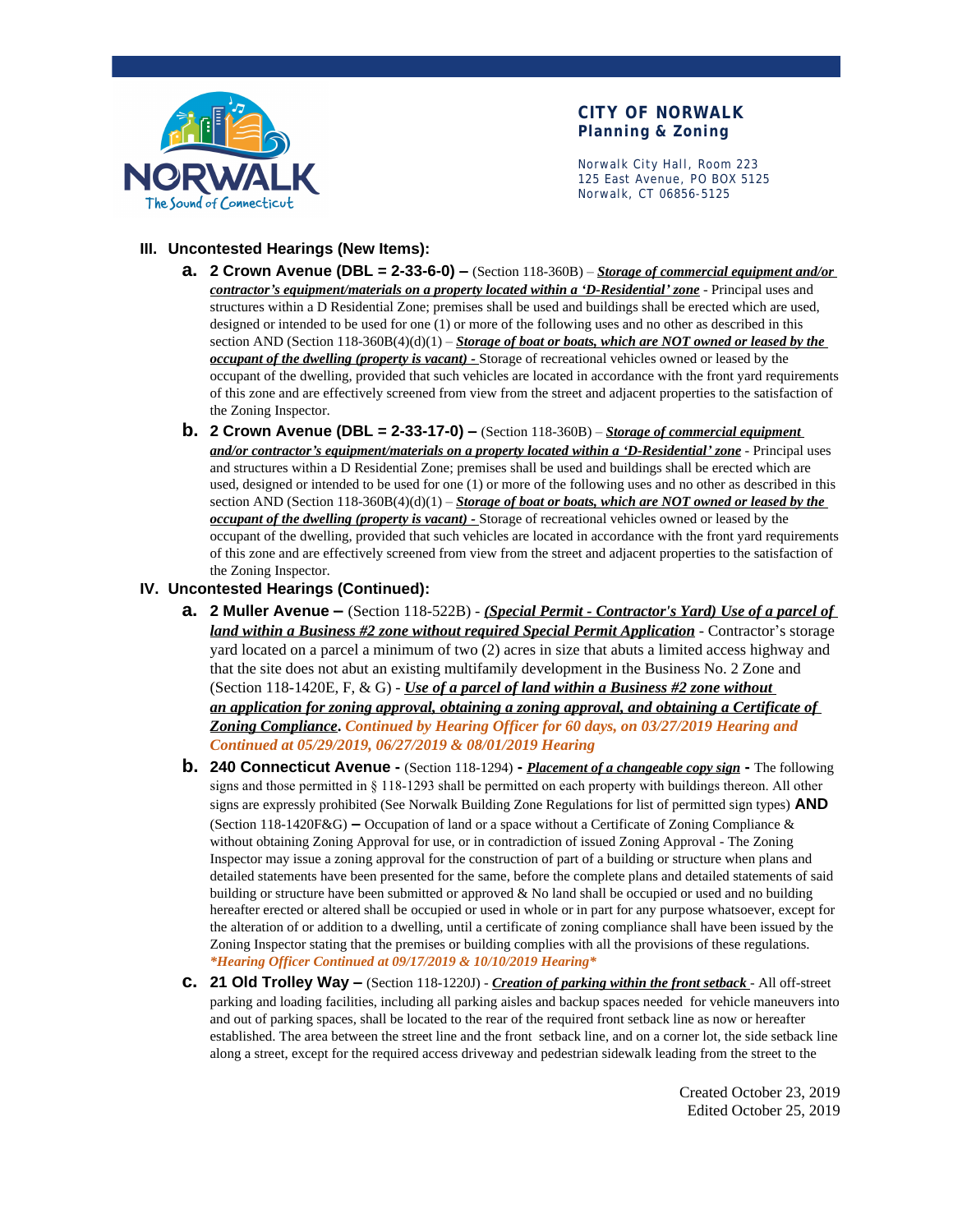**CITY OF NORWALK**
**Planning & Zoning**

Norwalk City Hall, Room 223
125 East Avenue, PO BOX 5125
Norwalk, CT 06856-5125

## III. Uncontested Hearings (New Items):

**a. 2 Crown Avenue (DBL = 2-33-6-0) –** (Section 118-360B) – ***Storage of commercial equipment and/or contractor's equipment/materials on a property located within a 'D-Residential' zone*** - Principal uses and structures within a D Residential Zone; premises shall be used and buildings shall be erected which are used, designed or intended to be used for one (1) or more of the following uses and no other as described in this section AND (Section 118-360B(4)(d)(1) – ***Storage of boat or boats, which are NOT owned or leased by the occupant of the dwelling (property is vacant) -*** Storage of recreational vehicles owned or leased by the occupant of the dwelling, provided that such vehicles are located in accordance with the front yard requirements of this zone and are effectively screened from view from the street and adjacent properties to the satisfaction of the Zoning Inspector.

**b. 2 Crown Avenue (DBL = 2-33-17-0) –** (Section 118-360B) – ***Storage of commercial equipment and/or contractor's equipment/materials on a property located within a 'D-Residential' zone*** - Principal uses and structures within a D Residential Zone; premises shall be used and buildings shall be erected which are used, designed or intended to be used for one (1) or more of the following uses and no other as described in this section AND (Section 118-360B(4)(d)(1) – ***Storage of boat or boats, which are NOT owned or leased by the occupant of the dwelling (property is vacant) -*** Storage of recreational vehicles owned or leased by the occupant of the dwelling, provided that such vehicles are located in accordance with the front yard requirements of this zone and are effectively screened from view from the street and adjacent properties to the satisfaction of the Zoning Inspector.

## IV. Uncontested Hearings (Continued):

**a. 2 Muller Avenue –** (Section 118-522B) - ***(Special Permit - Contractor's Yard) Use of a parcel of land within a Business #2 zone without required Special Permit Application*** - Contractor's storage yard located on a parcel a minimum of two (2) acres in size that abuts a limited access highway and that the site does not abut an existing multifamily development in the Business No. 2 Zone and (Section 118-1420E, F, & G) - ***Use of a parcel of land within a Business #2 zone without an application for zoning approval, obtaining a zoning approval, and obtaining a Certificate of Zoning Compliance***. *Continued by Hearing Officer for 60 days, on 03/27/2019 Hearing and Continued at 05/29/2019, 06/27/2019 & 08/01/2019 Hearing*

**b. 240 Connecticut Avenue -** (Section 118-1294) - ***Placement of a changeable copy sign*** **-** The following signs and those permitted in § 118-1293 shall be permitted on each property with buildings thereon. All other signs are expressly prohibited (See Norwalk Building Zone Regulations for list of permitted sign types) **AND** (Section 118-1420F&G) **–** Occupation of land or a space without a Certificate of Zoning Compliance & without obtaining Zoning Approval for use, or in contradiction of issued Zoning Approval - The Zoning Inspector may issue a zoning approval for the construction of part of a building or structure when plans and detailed statements have been presented for the same, before the complete plans and detailed statements of said building or structure have been submitted or approved & No land shall be occupied or used and no building hereafter erected or altered shall be occupied or used in whole or in part for any purpose whatsoever, except for the alteration of or addition to a dwelling, until a certificate of zoning compliance shall have been issued by the Zoning Inspector stating that the premises or building complies with all the provisions of these regulations. *\*Hearing Officer Continued at 09/17/2019 & 10/10/2019 Hearing\**

**c. 21 Old Trolley Way –** (Section 118-1220J) - ***Creation of parking within the front setback*** - All off-street parking and loading facilities, including all parking aisles and backup spaces needed for vehicle maneuvers into and out of parking spaces, shall be located to the rear of the required front setback line as now or hereafter established. The area between the street line and the front setback line, and on a corner lot, the side setback line along a street, except for the required access driveway and pedestrian sidewalk leading from the street to the

Created October 23, 2019
Edited October 25, 2019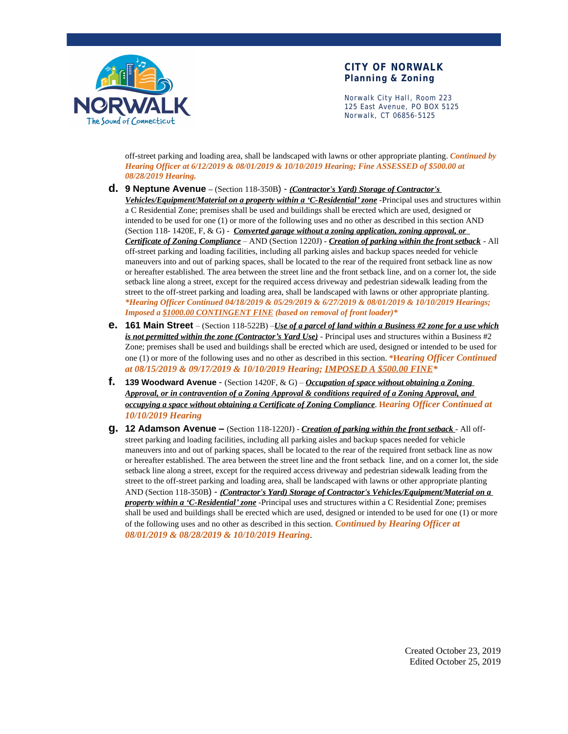**CITY OF NORWALK**
**Planning & Zoning**

Norwalk City Hall, Room 223
125 East Avenue, PO BOX 5125
Norwalk, CT 06856-5125

off-street parking and loading area, shall be landscaped with lawns or other appropriate planting. ***Continued by Hearing Officer at 6/12/2019 & 08/01/2019 & 10/10/2019 Hearing; Fine ASSESSED of $500.00 at 08/28/2019 Hearing.***

d. **9 Neptune Avenue** – (Section 118-350B) - ***(Contractor's Yard) Storage of Contractor's Vehicles/Equipment/Material on a property within a 'C-Residential' zone*** -Principal uses and structures within a C Residential Zone; premises shall be used and buildings shall be erected which are used, designed or intended to be used for one (1) or more of the following uses and no other as described in this section AND (Section 118- 1420E, F, & G) - ***Converted garage without a zoning application, zoning approval, or Certificate of Zoning Compliance*** – AND (Section 1220J) - ***Creation of parking within the front setback*** - All off-street parking and loading facilities, including all parking aisles and backup spaces needed for vehicle maneuvers into and out of parking spaces, shall be located to the rear of the required front setback line as now or hereafter established. The area between the street line and the front setback line, and on a corner lot, the side setback line along a street, except for the required access driveway and pedestrian sidewalk leading from the street to the off-street parking and loading area, shall be landscaped with lawns or other appropriate planting. ***\*Hearing Officer Continued 04/18/2019 & 05/29/2019 & 6/27/2019 & 08/01/2019 & 10/10/2019 Hearings; Imposed a $1000.00 CONTINGENT FINE (based on removal of front loader)\****

e. **161 Main Street** – (Section 118-522B) –***Use of a parcel of land within a Business #2 zone for a use which is not permitted within the zone (Contractor's Yard Use)*** - Principal uses and structures within a Business #2 Zone; premises shall be used and buildings shall be erected which are used, designed or intended to be used for one (1) or more of the following uses and no other as described in this section. ***\*Hearing Officer Continued at 08/15/2019 & 09/17/2019 & 10/10/2019 Hearing; IMPOSED A $500.00 FINE\****

f. **139 Woodward Avenue** - (Section 1420F, & G) – ***Occupation of space without obtaining a Zoning Approval, or in contravention of a Zoning Approval & conditions required of a Zoning Approval, and occupying a space without obtaining a Certificate of Zoning Compliance***. ***Hearing Officer Continued at 10/10/2019 Hearing***

g. **12 Adamson Avenue –** (Section 118-1220J) - ***Creation of parking within the front setback*** - All off-street parking and loading facilities, including all parking aisles and backup spaces needed for vehicle maneuvers into and out of parking spaces, shall be located to the rear of the required front setback line as now or hereafter established. The area between the street line and the front setback line, and on a corner lot, the side setback line along a street, except for the required access driveway and pedestrian sidewalk leading from the street to the off-street parking and loading area, shall be landscaped with lawns or other appropriate planting AND (Section 118-350B) - ***(Contractor's Yard) Storage of Contractor's Vehicles/Equipment/Material on a property within a 'C-Residential' zone*** -Principal uses and structures within a C Residential Zone; premises shall be used and buildings shall be erected which are used, designed or intended to be used for one (1) or more of the following uses and no other as described in this section. ***Continued by Hearing Officer at 08/01/2019 & 08/28/2019 & 10/10/2019 Hearing***.

Created October 23, 2019
Edited October 25, 2019